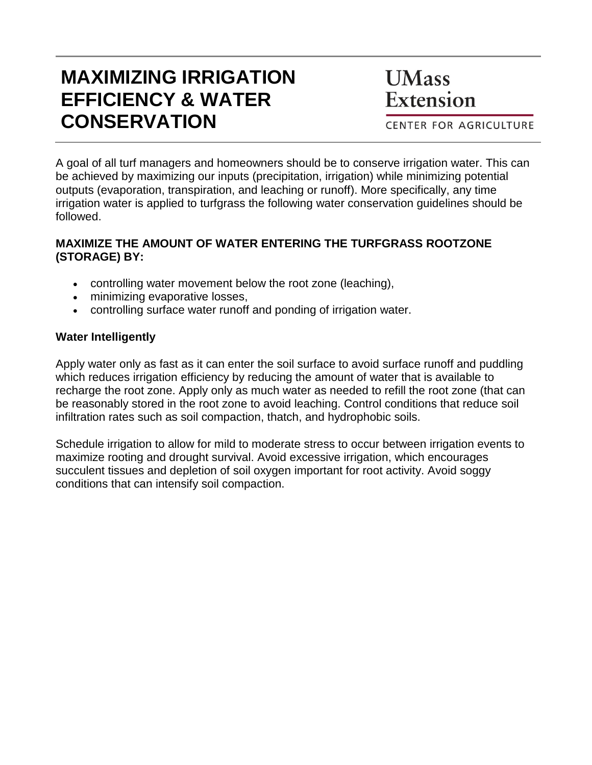# MAXIMIZING IRRIGATION EFFICIENCY & WATER CONSERVATION

UMass Extension

CENTER FOR AGRICULTURE

A goal of all turf managers and homeowners should be to conserve irrigation water. This can be achieved by maximizing our inputs (precipitation, irrigation) while minimizing potential outputs (evaporation, transpiration, and leaching or runoff). More specifically, any time irrigation water is applied to turfgrass the following water conservation guidelines should be followed.

**MAXIMIZE THE AMOUNT OF WATER ENTERING THE TURFGRASS ROOTZONE (STORAGE) BY:**

- controlling water movement below the root zone (leaching),
- minimizing evaporative losses,
- controlling surface water runoff and ponding of irrigation water.

**Water Intelligently**

Apply water only as fast as it can enter the soil surface to avoid surface runoff and puddling which reduces irrigation efficiency by reducing the amount of water that is available to recharge the root zone. Apply only as much water as needed to refill the root zone (that can be reasonably stored in the root zone to avoid leaching. Control conditions that reduce soil infiltration rates such as soil compaction, thatch, and hydrophobic soils.

Schedule irrigation to allow for mild to moderate stress to occur between irrigation events to maximize rooting and drought survival. Avoid excessive irrigation, which encourages succulent tissues and depletion of soil oxygen important for root activity. Avoid soggy conditions that can intensify soil compaction.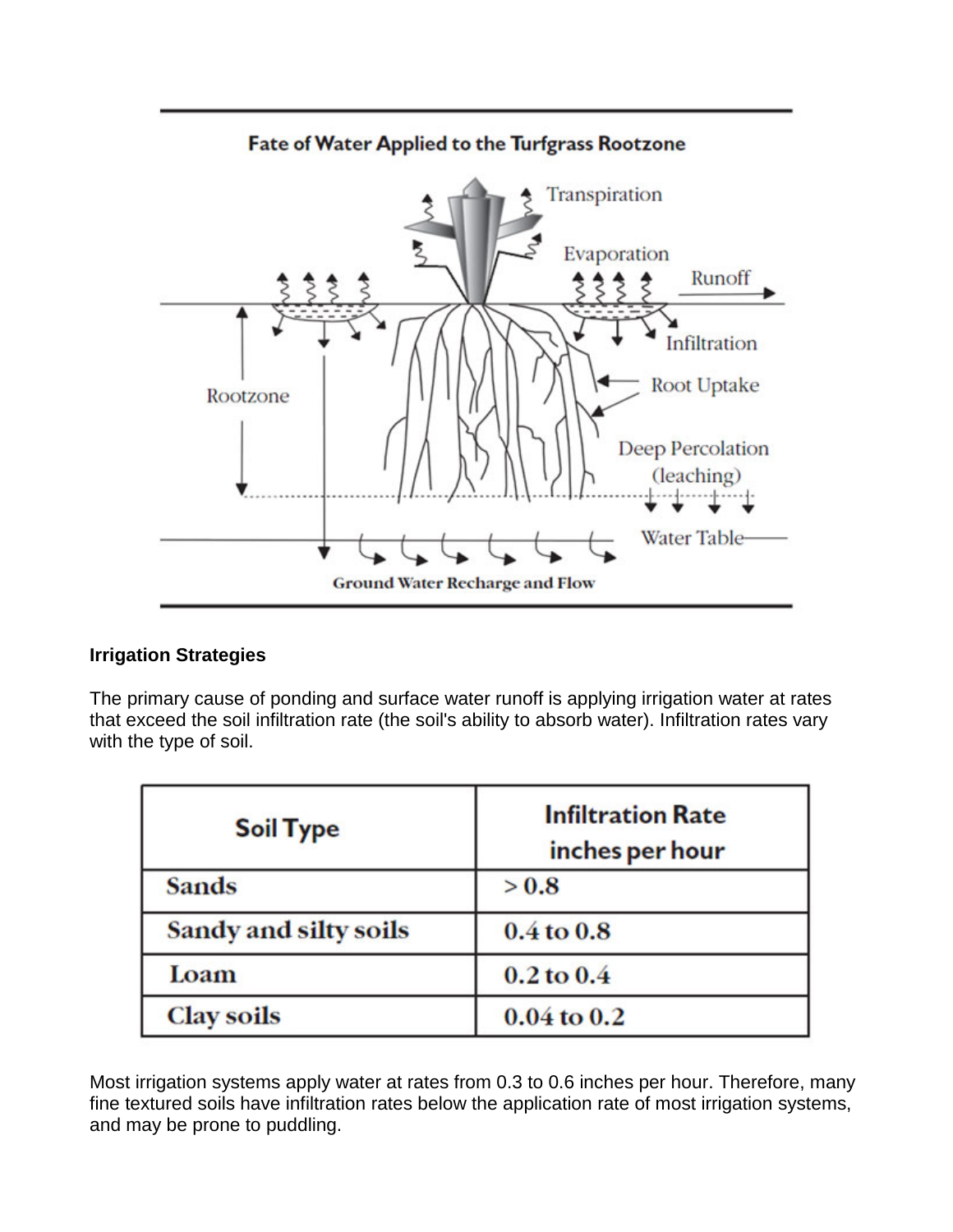Fate of Water Applied to the Turfgrass Rootzone

Transpiration

Evaporation

Runoff

Infiltration

Root Uptake

Rootzone

Deep Percolation (leaching)

Water Table

Ground Water Recharge and Flow

**Irrigation Strategies**

The primary cause of ponding and surface water runoff is applying irrigation water at rates that exceed the soil infiltration rate (the soil's ability to absorb water). Infiltration rates vary with the type of soil.

| Soil Type | Infiltration Rate inches per hour |
|---|---|
| Sands | > 0.8 |
| Sandy and silty soils | 0.4 to 0.8 |
| Loam | 0.2 to 0.4 |
| Clay soils | 0.04 to 0.2 |

Most irrigation systems apply water at rates from 0.3 to 0.6 inches per hour. Therefore, many fine textured soils have infiltration rates below the application rate of most irrigation systems, and may be prone to puddling.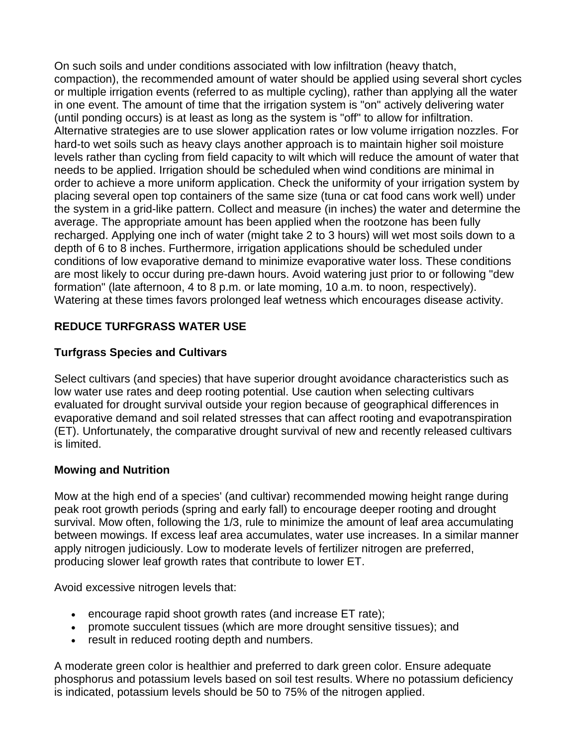On such soils and under conditions associated with low infiltration (heavy thatch, compaction), the recommended amount of water should be applied using several short cycles or multiple irrigation events (referred to as multiple cycling), rather than applying all the water in one event. The amount of time that the irrigation system is "on" actively delivering water (until ponding occurs) is at least as long as the system is "off" to allow for infiltration. Alternative strategies are to use slower application rates or low volume irrigation nozzles. For hard-to wet soils such as heavy clays another approach is to maintain higher soil moisture levels rather than cycling from field capacity to wilt which will reduce the amount of water that needs to be applied. Irrigation should be scheduled when wind conditions are minimal in order to achieve a more uniform application. Check the uniformity of your irrigation system by placing several open top containers of the same size (tuna or cat food cans work well) under the system in a grid-like pattern. Collect and measure (in inches) the water and determine the average. The appropriate amount has been applied when the rootzone has been fully recharged. Applying one inch of water (might take 2 to 3 hours) will wet most soils down to a depth of 6 to 8 inches. Furthermore, irrigation applications should be scheduled under conditions of low evaporative demand to minimize evaporative water loss. These conditions are most likely to occur during pre-dawn hours. Avoid watering just prior to or following "dew formation" (late afternoon, 4 to 8 p.m. or late moming, 10 a.m. to noon, respectively). Watering at these times favors prolonged leaf wetness which encourages disease activity.

## REDUCE TURFGRASS WATER USE

### Turfgrass Species and Cultivars

Select cultivars (and species) that have superior drought avoidance characteristics such as low water use rates and deep rooting potential. Use caution when selecting cultivars evaluated for drought survival outside your region because of geographical differences in evaporative demand and soil related stresses that can affect rooting and evapotranspiration (ET). Unfortunately, the comparative drought survival of new and recently released cultivars is limited.

### Mowing and Nutrition

Mow at the high end of a species' (and cultivar) recommended mowing height range during peak root growth periods (spring and early fall) to encourage deeper rooting and drought survival. Mow often, following the 1/3, rule to minimize the amount of leaf area accumulating between mowings. If excess leaf area accumulates, water use increases. In a similar manner apply nitrogen judiciously. Low to moderate levels of fertilizer nitrogen are preferred, producing slower leaf growth rates that contribute to lower ET.

Avoid excessive nitrogen levels that:

- encourage rapid shoot growth rates (and increase ET rate);
- promote succulent tissues (which are more drought sensitive tissues); and
- result in reduced rooting depth and numbers.

A moderate green color is healthier and preferred to dark green color. Ensure adequate phosphorus and potassium levels based on soil test results. Where no potassium deficiency is indicated, potassium levels should be 50 to 75% of the nitrogen applied.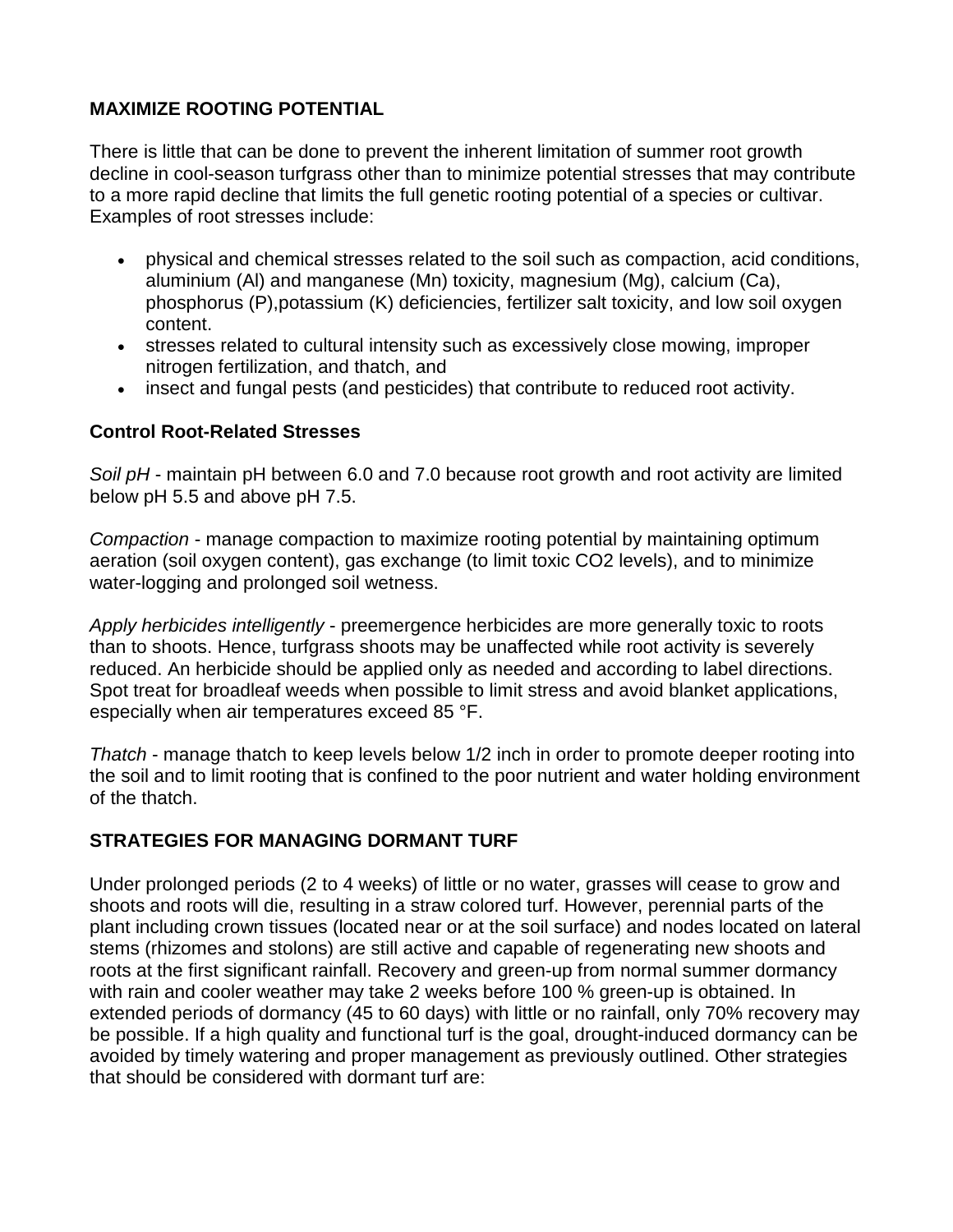## MAXIMIZE ROOTING POTENTIAL

There is little that can be done to prevent the inherent limitation of summer root growth decline in cool-season turfgrass other than to minimize potential stresses that may contribute to a more rapid decline that limits the full genetic rooting potential of a species or cultivar. Examples of root stresses include:

- physical and chemical stresses related to the soil such as compaction, acid conditions, aluminium (Al) and manganese (Mn) toxicity, magnesium (Mg), calcium (Ca), phosphorus (P),potassium (K) deficiencies, fertilizer salt toxicity, and low soil oxygen content.
- stresses related to cultural intensity such as excessively close mowing, improper nitrogen fertilization, and thatch, and
- insect and fungal pests (and pesticides) that contribute to reduced root activity.

### Control Root-Related Stresses

*Soil pH* - maintain pH between 6.0 and 7.0 because root growth and root activity are limited below pH 5.5 and above pH 7.5.

*Compaction* - manage compaction to maximize rooting potential by maintaining optimum aeration (soil oxygen content), gas exchange (to limit toxic $CO_2$ levels), and to minimize water-logging and prolonged soil wetness.

*Apply herbicides intelligently* - preemergence herbicides are more generally toxic to roots than to shoots. Hence, turfgrass shoots may be unaffected while root activity is severely reduced. An herbicide should be applied only as needed and according to label directions. Spot treat for broadleaf weeds when possible to limit stress and avoid blanket applications, especially when air temperatures exceed 85 °F.

*Thatch* - manage thatch to keep levels below 1/2 inch in order to promote deeper rooting into the soil and to limit rooting that is confined to the poor nutrient and water holding environment of the thatch.

## STRATEGIES FOR MANAGING DORMANT TURF

Under prolonged periods (2 to 4 weeks) of little or no water, grasses will cease to grow and shoots and roots will die, resulting in a straw colored turf. However, perennial parts of the plant including crown tissues (located near or at the soil surface) and nodes located on lateral stems (rhizomes and stolons) are still active and capable of regenerating new shoots and roots at the first significant rainfall. Recovery and green-up from normal summer dormancy with rain and cooler weather may take 2 weeks before 100 % green-up is obtained. In extended periods of dormancy (45 to 60 days) with little or no rainfall, only 70% recovery may be possible. If a high quality and functional turf is the goal, drought-induced dormancy can be avoided by timely watering and proper management as previously outlined. Other strategies that should be considered with dormant turf are: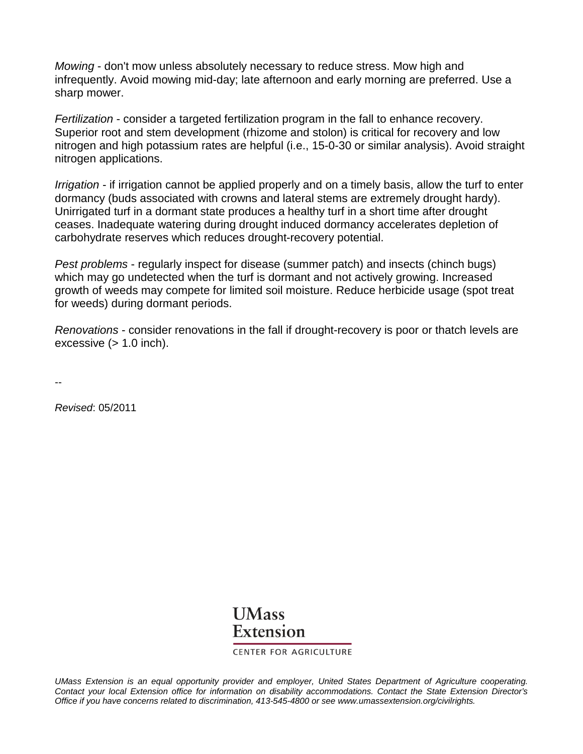*Mowing* - don't mow unless absolutely necessary to reduce stress. Mow high and infrequently. Avoid mowing mid-day; late afternoon and early morning are preferred. Use a sharp mower.

*Fertilization* - consider a targeted fertilization program in the fall to enhance recovery. Superior root and stem development (rhizome and stolon) is critical for recovery and low nitrogen and high potassium rates are helpful (i.e., 15-0-30 or similar analysis). Avoid straight nitrogen applications.

*Irrigation* - if irrigation cannot be applied properly and on a timely basis, allow the turf to enter dormancy (buds associated with crowns and lateral stems are extremely drought hardy). Unirrigated turf in a dormant state produces a healthy turf in a short time after drought ceases. Inadequate watering during drought induced dormancy accelerates depletion of carbohydrate reserves which reduces drought-recovery potential.

*Pest problems* - regularly inspect for disease (summer patch) and insects (chinch bugs) which may go undetected when the turf is dormant and not actively growing. Increased growth of weeds may compete for limited soil moisture. Reduce herbicide usage (spot treat for weeds) during dormant periods.

*Renovations* - consider renovations in the fall if drought-recovery is poor or thatch levels are excessive (> 1.0 inch).

--

*Revised*: 05/2011

UMass Extension
CENTER FOR AGRICULTURE

*UMass Extension is an equal opportunity provider and employer, United States Department of Agriculture cooperating. Contact your local Extension office for information on disability accommodations. Contact the State Extension Director's Office if you have concerns related to discrimination, 413-545-4800 or see www.umassextension.org/civilrights.*